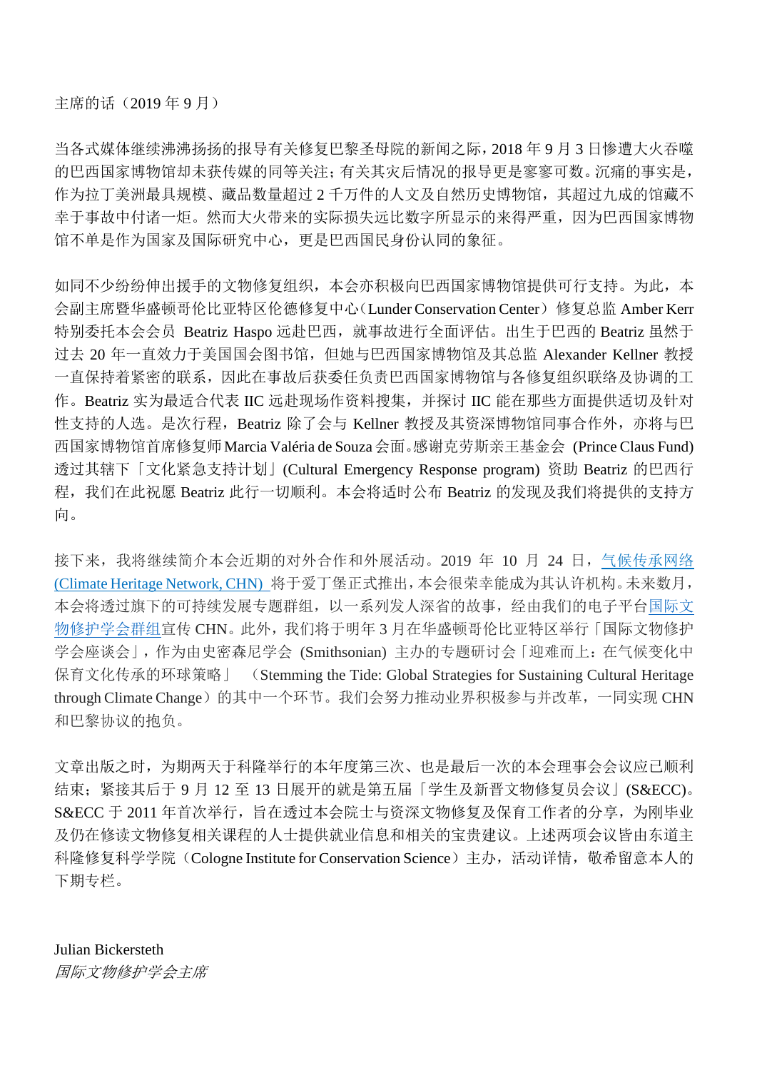主席的话（2019 年 9 月）

当各式媒体继续沸沸扬扬的报导有关修复巴黎圣母院的新闻之际，2018 年 9 月 3 日惨遭大火吞噬的巴西国家博物馆却未获传媒的同等关注；有关其灾后情况的报导更是寥寥可数。沉痛的事实是，作为拉丁美洲最具规模、藏品数量超过 2 千万件的人文及自然历史博物馆，其超过九成的馆藏不幸于事故中付诸一炬。然而大火带来的实际损失远比数字所显示的来得严重，因为巴西国家博物馆不单是作为国家及国际研究中心，更是巴西国民身份认同的象征。

如同不少纷纷伸出援手的文物修复组织，本会亦积极向巴西国家博物馆提供可行支持。为此，本会副主席暨华盛顿哥伦比亚特区伦德修复中心（Lunder Conservation Center）修复总监 Amber Kerr 特别委托本会会员 Beatriz Haspo 远赴巴西，就事故进行全面评估。出生于巴西的 Beatriz 虽然于过去 20 年一直效力于美国国会图书馆，但她与巴西国家博物馆及其总监 Alexander Kellner 教授一直保持着紧密的联系，因此在事故后获委任负责巴西国家博物馆与各修复组织联络及协调的工作。Beatriz 实为最适合代表 IIC 远赴现场作资料搜集，并探讨 IIC 能在那些方面提供适切及针对性支持的人选。是次行程，Beatriz 除了会与 Kellner 教授及其资深博物馆同事合作外，亦将与巴西国家博物馆首席修复师 Marcia Valéria de Souza 会面。感谢克劳斯亲王基金会 (Prince Claus Fund) 透过其辖下「文化紧急支持计划」(Cultural Emergency Response program) 资助 Beatriz 的巴西行程，我们在此祝愿 Beatriz 此行一切顺利。本会将适时公布 Beatriz 的发现及我们将提供的支持方向。

接下来，我将继续简介本会近期的对外合作和外展活动。2019 年 10 月 24 日，气候传承网络 (Climate Heritage Network, CHN) 将于爱丁堡正式推出，本会很荣幸能成为其认许机构。未来数月，本会将透过旗下的可持续发展专题群组，以一系列发人深省的故事，经由我们的电子平台国际文物修护学会群组宣传 CHN。此外，我们将于明年 3 月在华盛顿哥伦比亚特区举行「国际文物修护学会座谈会」，作为由史密森尼学会 (Smithsonian) 主办的专题研讨会「迎难而上：在气候变化中保育文化传承的环球策略」（Stemming the Tide: Global Strategies for Sustaining Cultural Heritage through Climate Change）的其中一个环节。我们会努力推动业界积极参与并改革，一同实现 CHN 和巴黎协议的抱负。

文章出版之时，为期两天于科隆举行的本年度第三次、也是最后一次的本会理事会会议应已顺利结束；紧接其后于 9 月 12 至 13 日展开的就是第五届「学生及新晋文物修复员会议」(S&ECC)。S&ECC 于 2011 年首次举行，旨在透过本会院士与资深文物修复及保育工作者的分享，为刚毕业及仍在修读文物修复相关课程的人士提供就业信息和相关的宝贵建议。上述两项会议皆由东道主科隆修复科学学院（Cologne Institute for Conservation Science）主办，活动详情，敬希留意本人的下期专栏。

Julian Bickersteth  
*国际文物修护学会主席*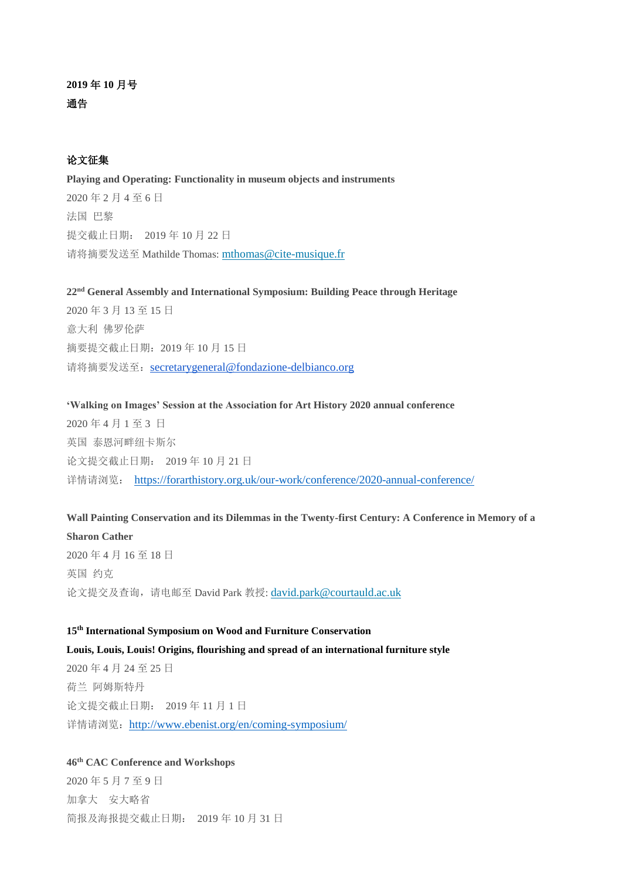**2019 年 10 月号**

**通告**

**论文征集**

**Playing and Operating: Functionality in museum objects and instruments**

2020 年 2 月 4 至 6 日

法国 巴黎

提交截止日期： 2019 年 10 月 22 日

请将摘要发送至 Mathilde Thomas: mthomas@cite-musique.fr

**22nd General Assembly and International Symposium: Building Peace through Heritage**

2020 年 3 月 13 至 15 日

意大利 佛罗伦萨

摘要提交截止日期：2019 年 10 月 15 日

请将摘要发送至：secretarygeneral@fondazione-delbianco.org

**'Walking on Images' Session at the Association for Art History 2020 annual conference**

2020 年 4 月 1 至 3 日

英国 泰恩河畔纽卡斯尔

论文提交截止日期： 2019 年 10 月 21 日

详情请浏览： https://forarthistory.org.uk/our-work/conference/2020-annual-conference/

**Wall Painting Conservation and its Dilemmas in the Twenty-first Century: A Conference in Memory of a Sharon Cather**

2020 年 4 月 16 至 18 日

英国 约克

论文提交及查询，请电邮至 David Park 教授: david.park@courtauld.ac.uk

**15th International Symposium on Wood and Furniture Conservation**

**Louis, Louis, Louis! Origins, flourishing and spread of an international furniture style**

2020 年 4 月 24 至 25 日

荷兰 阿姆斯特丹

论文提交截止日期： 2019 年 11 月 1 日

详情请浏览：http://www.ebenist.org/en/coming-symposium/

**46th CAC Conference and Workshops**

2020 年 5 月 7 至 9 日

加拿大 安大略省

简报及海报提交截止日期： 2019 年 10 月 31 日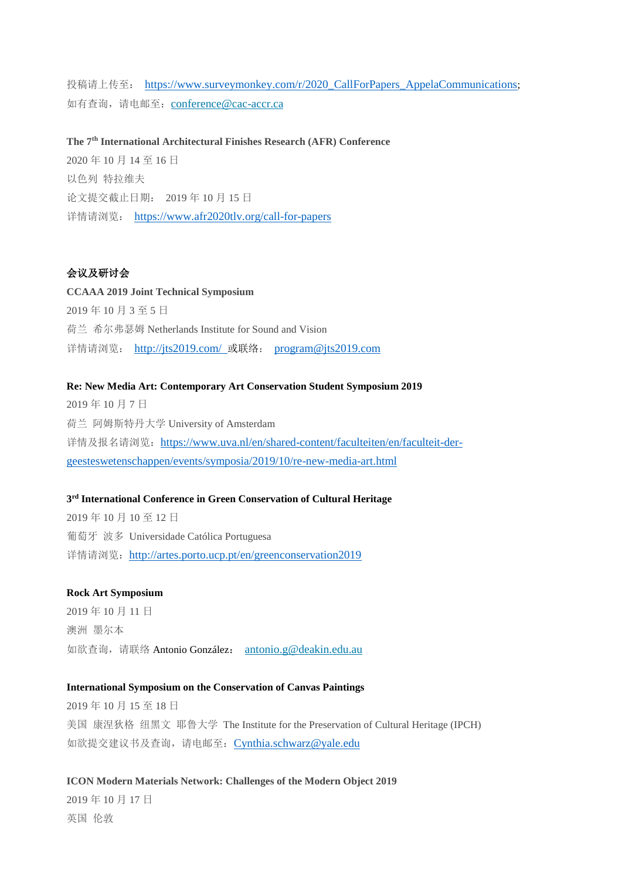投稿请上传至： [https://www.surveymonkey.com/r/2020_CallForPapers_AppelaCommunications](https://www.surveymonkey.com/r/2020_CallForPapers_AppelaCommunications);
如有查询，请电邮至：[conference@cac-accr.ca](mailto:conference@cac-accr.ca)

**The 7th International Architectural Finishes Research (AFR) Conference**
2020 年 10 月 14 至 16 日
以色列 特拉维夫
论文提交截止日期： 2019 年 10 月 15 日
详情请浏览： [https://www.afr2020tlv.org/call-for-papers](https://www.afr2020tlv.org/call-for-papers)

**会议及研讨会**

**CCAAA 2019 Joint Technical Symposium**
2019 年 10 月 3 至 5 日
荷兰 希尔弗瑟姆 Netherlands Institute for Sound and Vision
详情请浏览： [http://jts2019.com/](http://jts2019.com/) 或联络： [program@jts2019.com](mailto:program@jts2019.com)

**Re: New Media Art: Contemporary Art Conservation Student Symposium 2019**
2019 年 10 月 7 日
荷兰 阿姆斯特丹大学 University of Amsterdam
详情及报名请浏览：[https://www.uva.nl/en/shared-content/faculteiten/en/faculteit-der-geesteswetenschappen/events/symposia/2019/10/re-new-media-art.html](https://www.uva.nl/en/shared-content/faculteiten/en/faculteit-der-geesteswetenschappen/events/symposia/2019/10/re-new-media-art.html)

**3rd International Conference in Green Conservation of Cultural Heritage**
2019 年 10 月 10 至 12 日
葡萄牙 波多 Universidade Católica Portuguesa
详情请浏览：[http://artes.porto.ucp.pt/en/greenconservation2019](http://artes.porto.ucp.pt/en/greenconservation2019)

**Rock Art Symposium**
2019 年 10 月 11 日
澳洲 墨尔本
如欲查询，请联络 Antonio González： [antonio.g@deakin.edu.au](mailto:antonio.g@deakin.edu.au)

**International Symposium on the Conservation of Canvas Paintings**
2019 年 10 月 15 至 18 日
美国 康涅狄格 纽黑文 耶鲁大学 The Institute for the Preservation of Cultural Heritage (IPCH)
如欲提交建议书及查询，请电邮至：[Cynthia.schwarz@yale.edu](mailto:Cynthia.schwarz@yale.edu)

**ICON Modern Materials Network: Challenges of the Modern Object 2019**
2019 年 10 月 17 日
英国 伦敦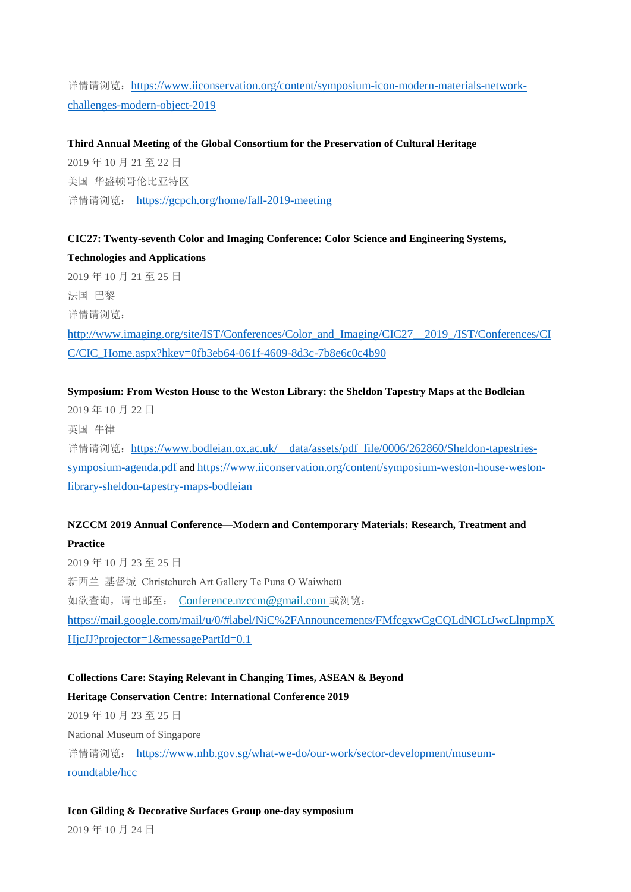详情请浏览：[https://www.iiconservation.org/content/symposium-icon-modern-materials-network-challenges-modern-object-2019](https://www.iiconservation.org/content/symposium-icon-modern-materials-network-challenges-modern-object-2019)

**Third Annual Meeting of the Global Consortium for the Preservation of Cultural Heritage**

2019 年 10 月 21 至 22 日

美国 华盛顿哥伦比亚特区

详情请浏览： [https://gcpch.org/home/fall-2019-meeting](https://gcpch.org/home/fall-2019-meeting)

**CIC27: Twenty-seventh Color and Imaging Conference: Color Science and Engineering Systems, Technologies and Applications**

2019 年 10 月 21 至 25 日

法国 巴黎

详情请浏览：

[http://www.imaging.org/site/IST/Conferences/Color_and_Imaging/CIC27__2019_/IST/Conferences/CIC/CIC_Home.aspx?hkey=0fb3eb64-061f-4609-8d3c-7b8e6c0c4b90](http://www.imaging.org/site/IST/Conferences/Color_and_Imaging/CIC27__2019_/IST/Conferences/CIC/CIC_Home.aspx?hkey=0fb3eb64-061f-4609-8d3c-7b8e6c0c4b90)

**Symposium: From Weston House to the Weston Library: the Sheldon Tapestry Maps at the Bodleian**

2019 年 10 月 22 日

英国 牛津

详情请浏览：[https://www.bodleian.ox.ac.uk/__data/assets/pdf_file/0006/262860/Sheldon-tapestries-symposium-agenda.pdf](https://www.bodleian.ox.ac.uk/__data/assets/pdf_file/0006/262860/Sheldon-tapestries-symposium-agenda.pdf) and [https://www.iiconservation.org/content/symposium-weston-house-weston-library-sheldon-tapestry-maps-bodleian](https://www.iiconservation.org/content/symposium-weston-house-weston-library-sheldon-tapestry-maps-bodleian)

**NZCCM 2019 Annual Conference—Modern and Contemporary Materials: Research, Treatment and Practice**

2019 年 10 月 23 至 25 日

新西兰 基督城 Christchurch Art Gallery Te Puna O Waiwhetū

如欲查询，请电邮至： Conference.nzccm@gmail.com 或浏览：

[https://mail.google.com/mail/u/0/#label/NiC%2FAnnouncements/FMfcgxwCgCQLdNCLtJwcLlnpmpXHjcJJ?projector=1&messagePartId=0.1](https://mail.google.com/mail/u/0/#label/NiC%2FAnnouncements/FMfcgxwCgCQLdNCLtJwcLlnpmpXHjcJJ?projector=1&messagePartId=0.1)

**Collections Care: Staying Relevant in Changing Times, ASEAN & Beyond**

**Heritage Conservation Centre: International Conference 2019**

2019 年 10 月 23 至 25 日

National Museum of Singapore

详情请浏览： [https://www.nhb.gov.sg/what-we-do/our-work/sector-development/museum-roundtable/hcc](https://www.nhb.gov.sg/what-we-do/our-work/sector-development/museum-roundtable/hcc)

**Icon Gilding & Decorative Surfaces Group one-day symposium**

2019 年 10 月 24 日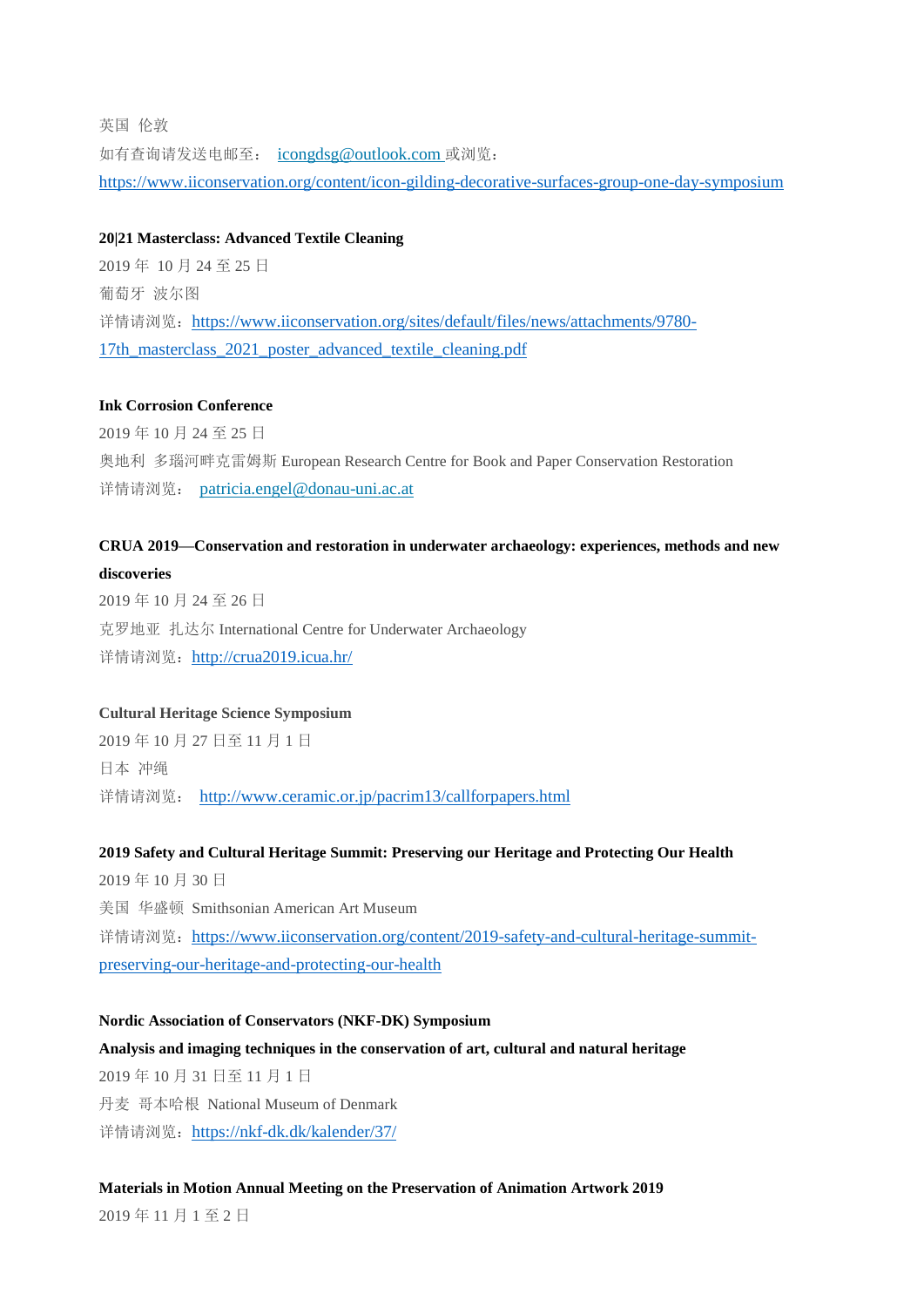英国 伦敦

如有查询请发送电邮至： icongdsg@outlook.com 或浏览：

https://www.iiconservation.org/content/icon-gilding-decorative-surfaces-group-one-day-symposium

**20|21 Masterclass: Advanced Textile Cleaning**

2019 年 10 月 24 至 25 日

葡萄牙 波尔图

详情请浏览：https://www.iiconservation.org/sites/default/files/news/attachments/9780-17th_masterclass_2021_poster_advanced_textile_cleaning.pdf

**Ink Corrosion Conference**

2019 年 10 月 24 至 25 日

奥地利 多瑙河畔克雷姆斯 European Research Centre for Book and Paper Conservation Restoration

详情请浏览： patricia.engel@donau-uni.ac.at

**CRUA 2019—Conservation and restoration in underwater archaeology: experiences, methods and new discoveries**

2019 年 10 月 24 至 26 日

克罗地亚 扎达尔 International Centre for Underwater Archaeology

详情请浏览：http://crua2019.icua.hr/

**Cultural Heritage Science Symposium**

2019 年 10 月 27 日至 11 月 1 日

日本 冲绳

详情请浏览： http://www.ceramic.or.jp/pacrim13/callforpapers.html

**2019 Safety and Cultural Heritage Summit: Preserving our Heritage and Protecting Our Health**

2019 年 10 月 30 日

美国 华盛顿 Smithsonian American Art Museum

详情请浏览：https://www.iiconservation.org/content/2019-safety-and-cultural-heritage-summit-preserving-our-heritage-and-protecting-our-health

**Nordic Association of Conservators (NKF-DK) Symposium**

**Analysis and imaging techniques in the conservation of art, cultural and natural heritage**

2019 年 10 月 31 日至 11 月 1 日

丹麦 哥本哈根 National Museum of Denmark

详情请浏览：https://nkf-dk.dk/kalender/37/

**Materials in Motion Annual Meeting on the Preservation of Animation Artwork 2019**

2019 年 11 月 1 至 2 日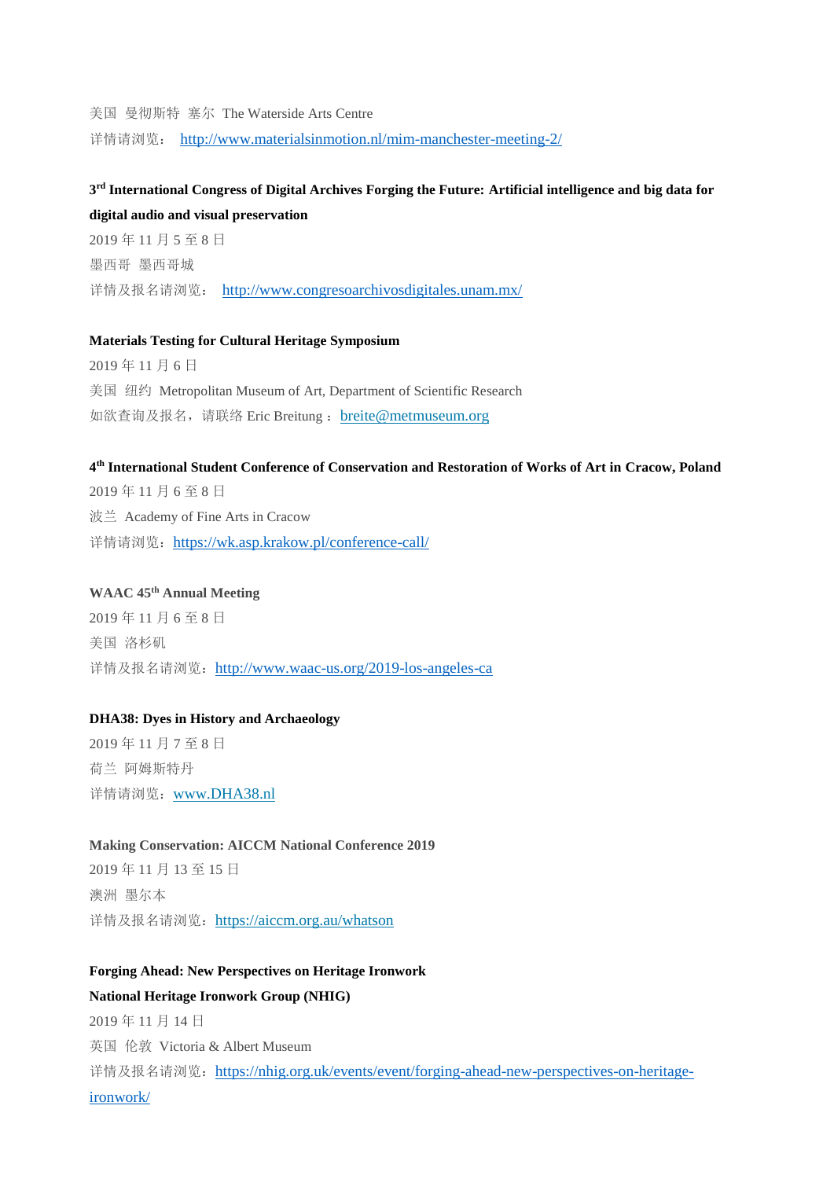美国 曼彻斯特 塞尔 The Waterside Arts Centre

详情请浏览： http://www.materialsinmotion.nl/mim-manchester-meeting-2/

**3rd International Congress of Digital Archives Forging the Future: Artificial intelligence and big data for digital audio and visual preservation**

2019 年 11 月 5 至 8 日

墨西哥 墨西哥城

详情及报名请浏览： http://www.congresoarchivosdigitales.unam.mx/

**Materials Testing for Cultural Heritage Symposium**

2019 年 11 月 6 日

美国 纽约 Metropolitan Museum of Art, Department of Scientific Research

如欲查询及报名，请联络 Eric Breitung： breite@metmuseum.org

**4th International Student Conference of Conservation and Restoration of Works of Art in Cracow, Poland**

2019 年 11 月 6 至 8 日

波兰 Academy of Fine Arts in Cracow

详情请浏览：https://wk.asp.krakow.pl/conference-call/

**WAAC 45th Annual Meeting**

2019 年 11 月 6 至 8 日

美国 洛杉矶

详情及报名请浏览：http://www.waac-us.org/2019-los-angeles-ca

**DHA38: Dyes in History and Archaeology**

2019 年 11 月 7 至 8 日

荷兰 阿姆斯特丹

详情请浏览：www.DHA38.nl

**Making Conservation: AICCM National Conference 2019**

2019 年 11 月 13 至 15 日

澳洲 墨尔本

详情及报名请浏览：https://aiccm.org.au/whatson

**Forging Ahead: New Perspectives on Heritage Ironwork**

**National Heritage Ironwork Group (NHIG)**

2019 年 11 月 14 日

英国 伦敦 Victoria & Albert Museum

详情及报名请浏览：https://nhig.org.uk/events/event/forging-ahead-new-perspectives-on-heritage-ironwork/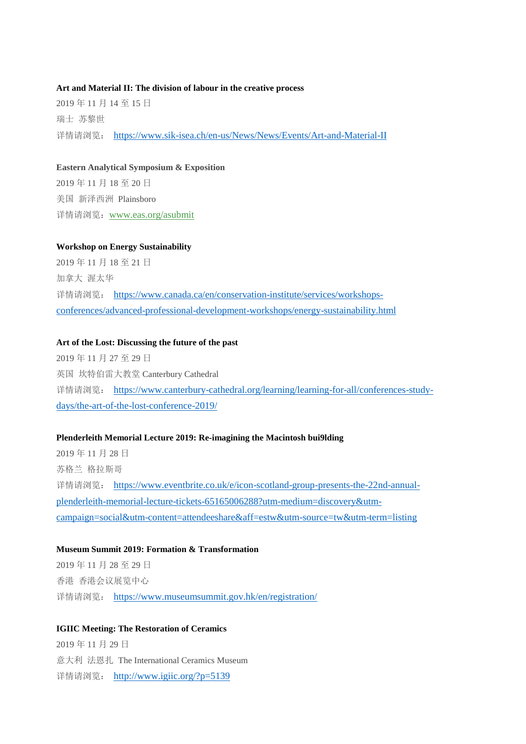**Art and Material II: The division of labour in the creative process**

2019 年 11 月 14 至 15 日

瑞士 苏黎世

详情请浏览： https://www.sik-isea.ch/en-us/News/News/Events/Art-and-Material-II

**Eastern Analytical Symposium & Exposition**

2019 年 11 月 18 至 20 日

美国 新泽西洲 Plainsboro

详情请浏览：www.eas.org/asubmit

**Workshop on Energy Sustainability**

2019 年 11 月 18 至 21 日

加拿大 渥太华

详情请浏览： https://www.canada.ca/en/conservation-institute/services/workshops-conferences/advanced-professional-development-workshops/energy-sustainability.html

**Art of the Lost: Discussing the future of the past**

2019 年 11 月 27 至 29 日

英国 坎特伯雷大教堂 Canterbury Cathedral

详情请浏览： https://www.canterbury-cathedral.org/learning/learning-for-all/conferences-study-days/the-art-of-the-lost-conference-2019/

**Plenderleith Memorial Lecture 2019: Re-imagining the Macintosh bui9lding**

2019 年 11 月 28 日

苏格兰 格拉斯哥

详情请浏览： https://www.eventbrite.co.uk/e/icon-scotland-group-presents-the-22nd-annual-plenderleith-memorial-lecture-tickets-65165006288?utm-medium=discovery&utm-campaign=social&utm-content=attendeeshare&aff=estw&utm-source=tw&utm-term=listing

**Museum Summit 2019: Formation & Transformation**

2019 年 11 月 28 至 29 日

香港 香港会议展览中心

详情请浏览： https://www.museumsummit.gov.hk/en/registration/

**IGIIC Meeting: The Restoration of Ceramics**

2019 年 11 月 29 日

意大利 法恩扎 The International Ceramics Museum

详情请浏览： http://www.igiic.org/?p=5139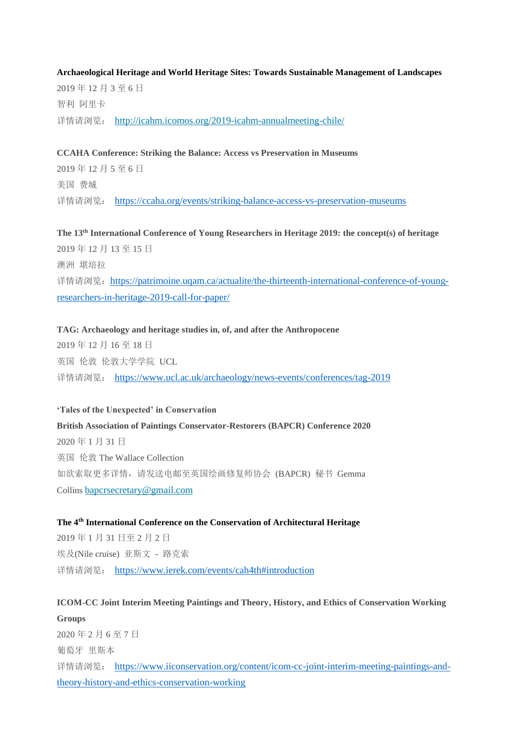**Archaeological Heritage and World Heritage Sites: Towards Sustainable Management of Landscapes**

2019 年 12 月 3 至 6 日

智利 阿里卡

详情请浏览： http://icahm.icomos.org/2019-icahm-annualmeeting-chile/

**CCAHA Conference: Striking the Balance: Access vs Preservation in Museums**

2019 年 12 月 5 至 6 日

美国 费城

详情请浏览： https://ccaha.org/events/striking-balance-access-vs-preservation-museums

**The 13th International Conference of Young Researchers in Heritage 2019: the concept(s) of heritage**

2019 年 12 月 13 至 15 日

澳洲 堪培拉

详情请浏览：https://patrimoine.uqam.ca/actualite/the-thirteenth-international-conference-of-young-researchers-in-heritage-2019-call-for-paper/

**TAG: Archaeology and heritage studies in, of, and after the Anthropocene**

2019 年 12 月 16 至 18 日

英国 伦敦 伦敦大学学院 UCL

详情请浏览： https://www.ucl.ac.uk/archaeology/news-events/conferences/tag-2019

**'Tales of the Unexpected' in Conservation**

**British Association of Paintings Conservator-Restorers (BAPCR) Conference 2020**

2020 年 1 月 31 日

英国 伦敦 The Wallace Collection

如欲索取更多详情，请发送电邮至英国绘画修复师协会 (BAPCR) 秘书 Gemma Collins bapcrsecretary@gmail.com

**The 4th International Conference on the Conservation of Architectural Heritage**

2019 年 1 月 31 日至 2 月 2 日

埃及(Nile cruise) 亚斯文 - 路克索

详情请浏览： https://www.ierek.com/events/cah4th#introduction

**ICOM-CC Joint Interim Meeting Paintings and Theory, History, and Ethics of Conservation Working Groups**

2020 年 2 月 6 至 7 日

葡萄牙 里斯本

详情请浏览： https://www.iiconservation.org/content/icom-cc-joint-interim-meeting-paintings-and-theory-history-and-ethics-conservation-working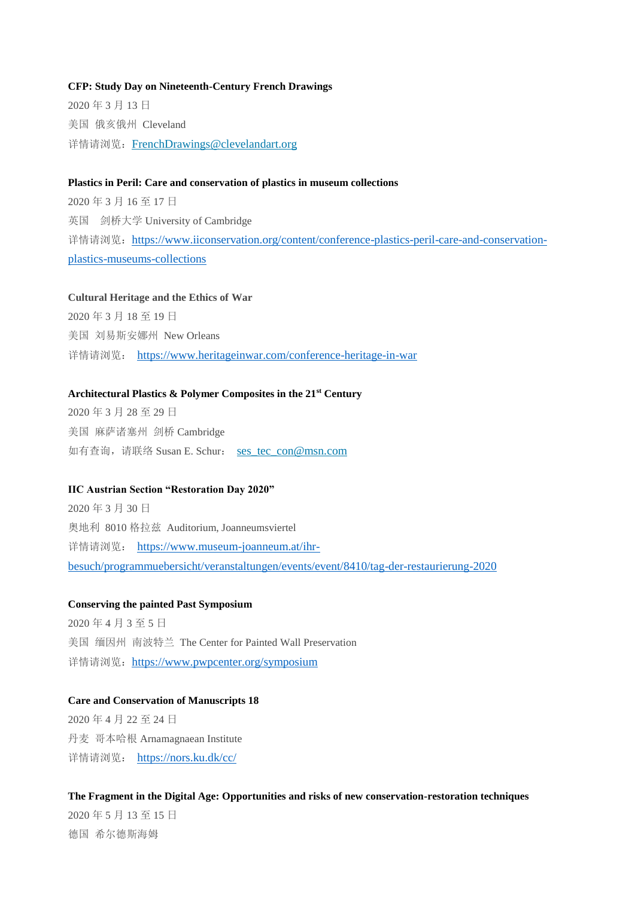**CFP: Study Day on Nineteenth-Century French Drawings**

2020 年 3 月 13 日

美国 俄亥俄州 Cleveland

详情请浏览：FrenchDrawings@clevelandart.org

**Plastics in Peril: Care and conservation of plastics in museum collections**

2020 年 3 月 16 至 17 日

英国 剑桥大学 University of Cambridge

详情请浏览：https://www.iiconservation.org/content/conference-plastics-peril-care-and-conservation-plastics-museums-collections

**Cultural Heritage and the Ethics of War**

2020 年 3 月 18 至 19 日

美国 刘易斯安娜州 New Orleans

详情请浏览： https://www.heritageinwar.com/conference-heritage-in-war

**Architectural Plastics & Polymer Composites in the 21st Century**

2020 年 3 月 28 至 29 日

美国 麻萨诸塞州 剑桥 Cambridge

如有查询，请联络 Susan E. Schur： ses_tec_con@msn.com

**IIC Austrian Section “Restoration Day 2020”**

2020 年 3 月 30 日

奥地利 8010 格拉兹 Auditorium, Joanneumsviertel

详情请浏览： https://www.museum-joanneum.at/ihr-besuch/programmuebersicht/veranstaltungen/events/event/8410/tag-der-restaurierung-2020

**Conserving the painted Past Symposium**

2020 年 4 月 3 至 5 日

美国 缅因州 南波特兰 The Center for Painted Wall Preservation

详情请浏览：https://www.pwpcenter.org/symposium

**Care and Conservation of Manuscripts 18**

2020 年 4 月 22 至 24 日

丹麦 哥本哈根 Arnamagnaean Institute

详情请浏览： https://nors.ku.dk/cc/

**The Fragment in the Digital Age: Opportunities and risks of new conservation-restoration techniques**

2020 年 5 月 13 至 15 日

德国 希尔德斯海姆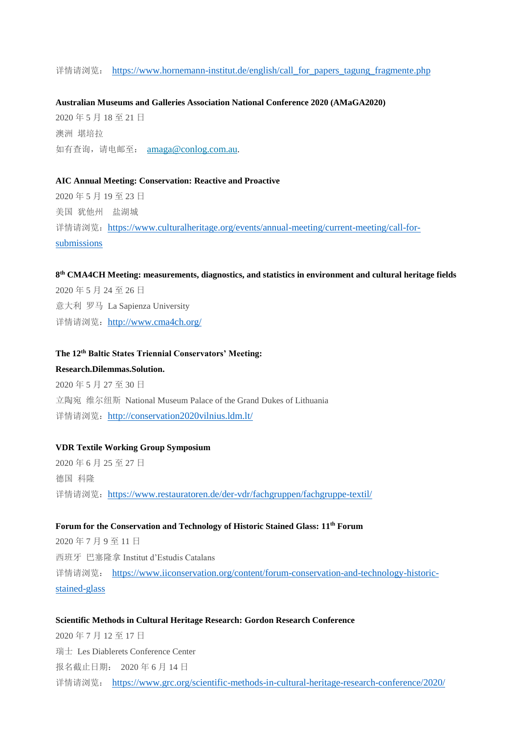详情请浏览： https://www.hornemann-institut.de/english/call_for_papers_tagung_fragmente.php

**Australian Museums and Galleries Association National Conference 2020 (AMaGA2020)**

2020 年 5 月 18 至 21 日

澳洲 堪培拉

如有查询，请电邮至： amaga@conlog.com.au.

**AIC Annual Meeting: Conservation: Reactive and Proactive**

2020 年 5 月 19 至 23 日

美国 犹他州 盐湖城

详情请浏览：https://www.culturalheritage.org/events/annual-meeting/current-meeting/call-for-submissions

**8th CMA4CH Meeting: measurements, diagnostics, and statistics in environment and cultural heritage fields**

2020 年 5 月 24 至 26 日

意大利 罗马 La Sapienza University

详情请浏览：http://www.cma4ch.org/

**The 12th Baltic States Triennial Conservators' Meeting: Research.Dilemmas.Solution.**

2020 年 5 月 27 至 30 日

立陶宛 维尔纽斯 National Museum Palace of the Grand Dukes of Lithuania

详情请浏览：http://conservation2020vilnius.ldm.lt/

**VDR Textile Working Group Symposium**

2020 年 6 月 25 至 27 日

德国 科隆

详情请浏览：https://www.restauratoren.de/der-vdr/fachgruppen/fachgruppe-textil/

**Forum for the Conservation and Technology of Historic Stained Glass: 11th Forum**

2020 年 7 月 9 至 11 日

西班牙 巴塞隆拿 Institut d'Estudis Catalans

详情请浏览： https://www.iiconservation.org/content/forum-conservation-and-technology-historic-stained-glass

**Scientific Methods in Cultural Heritage Research: Gordon Research Conference**

2020 年 7 月 12 至 17 日

瑞士 Les Diablerets Conference Center

报名截止日期： 2020 年 6 月 14 日

详情请浏览： https://www.grc.org/scientific-methods-in-cultural-heritage-research-conference/2020/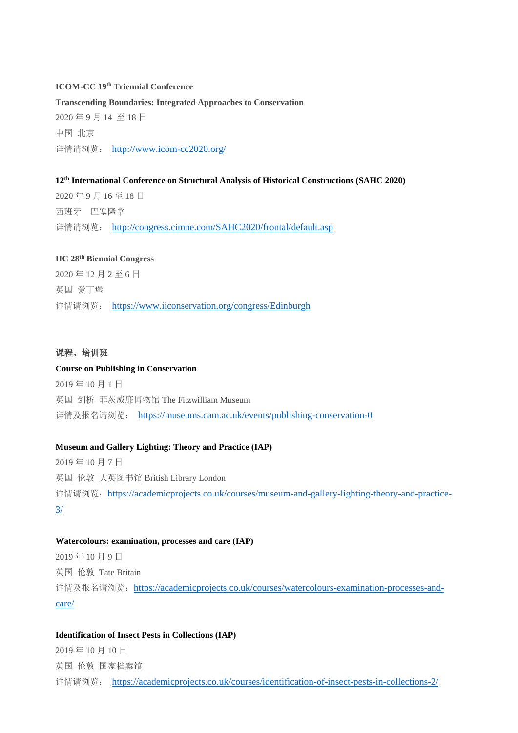**ICOM-CC 19th Triennial Conference**

**Transcending Boundaries: Integrated Approaches to Conservation**

2020 年 9 月 14 至 18 日

中国 北京

详情请浏览： http://www.icom-cc2020.org/

**12th International Conference on Structural Analysis of Historical Constructions (SAHC 2020)**

2020 年 9 月 16 至 18 日

西班牙 巴塞隆拿

详情请浏览： http://congress.cimne.com/SAHC2020/frontal/default.asp

**IIC 28th Biennial Congress**

2020 年 12 月 2 至 6 日

英国 爱丁堡

详情请浏览： https://www.iiconservation.org/congress/Edinburgh

**课程、培训班**

**Course on Publishing in Conservation**

2019 年 10 月 1 日

英国 剑桥 菲茨威廉博物馆 The Fitzwilliam Museum

详情及报名请浏览： https://museums.cam.ac.uk/events/publishing-conservation-0

**Museum and Gallery Lighting: Theory and Practice (IAP)**

2019 年 10 月 7 日

英国 伦敦 大英图书馆 British Library London

详情请浏览：https://academicprojects.co.uk/courses/museum-and-gallery-lighting-theory-and-practice-3/

**Watercolours: examination, processes and care (IAP)**

2019 年 10 月 9 日

英国 伦敦 Tate Britain

详情及报名请浏览：https://academicprojects.co.uk/courses/watercolours-examination-processes-and-care/

**Identification of Insect Pests in Collections (IAP)**

2019 年 10 月 10 日

英国 伦敦 国家档案馆

详情请浏览： https://academicprojects.co.uk/courses/identification-of-insect-pests-in-collections-2/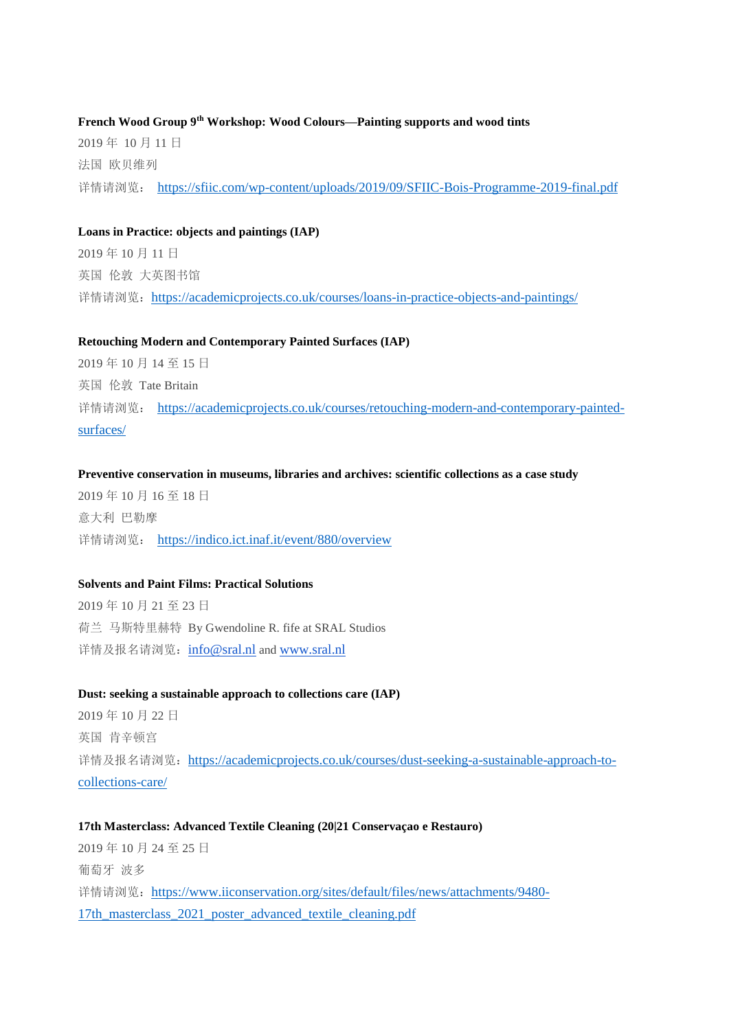**French Wood Group 9th Workshop: Wood Colours—Painting supports and wood tints**

2019 年 10 月 11 日

法国 欧贝维列

详情请浏览： https://sfiic.com/wp-content/uploads/2019/09/SFIIC-Bois-Programme-2019-final.pdf

**Loans in Practice: objects and paintings (IAP)**

2019 年 10 月 11 日

英国 伦敦 大英图书馆

详情请浏览：https://academicprojects.co.uk/courses/loans-in-practice-objects-and-paintings/

**Retouching Modern and Contemporary Painted Surfaces (IAP)**

2019 年 10 月 14 至 15 日

英国 伦敦 Tate Britain

详情请浏览： https://academicprojects.co.uk/courses/retouching-modern-and-contemporary-painted-surfaces/

**Preventive conservation in museums, libraries and archives: scientific collections as a case study**

2019 年 10 月 16 至 18 日

意大利 巴勒摩

详情请浏览： https://indico.ict.inaf.it/event/880/overview

**Solvents and Paint Films: Practical Solutions**

2019 年 10 月 21 至 23 日

荷兰 马斯特里赫特 By Gwendoline R. fife at SRAL Studios

详情及报名请浏览：info@sral.nl and www.sral.nl

**Dust: seeking a sustainable approach to collections care (IAP)**

2019 年 10 月 22 日

英国 肯辛顿宫

详情及报名请浏览：https://academicprojects.co.uk/courses/dust-seeking-a-sustainable-approach-to-collections-care/

**17th Masterclass: Advanced Textile Cleaning (20|21 Conservaçao e Restauro)**

2019 年 10 月 24 至 25 日

葡萄牙 波多

详情请浏览：https://www.iiconservation.org/sites/default/files/news/attachments/9480-17th_masterclass_2021_poster_advanced_textile_cleaning.pdf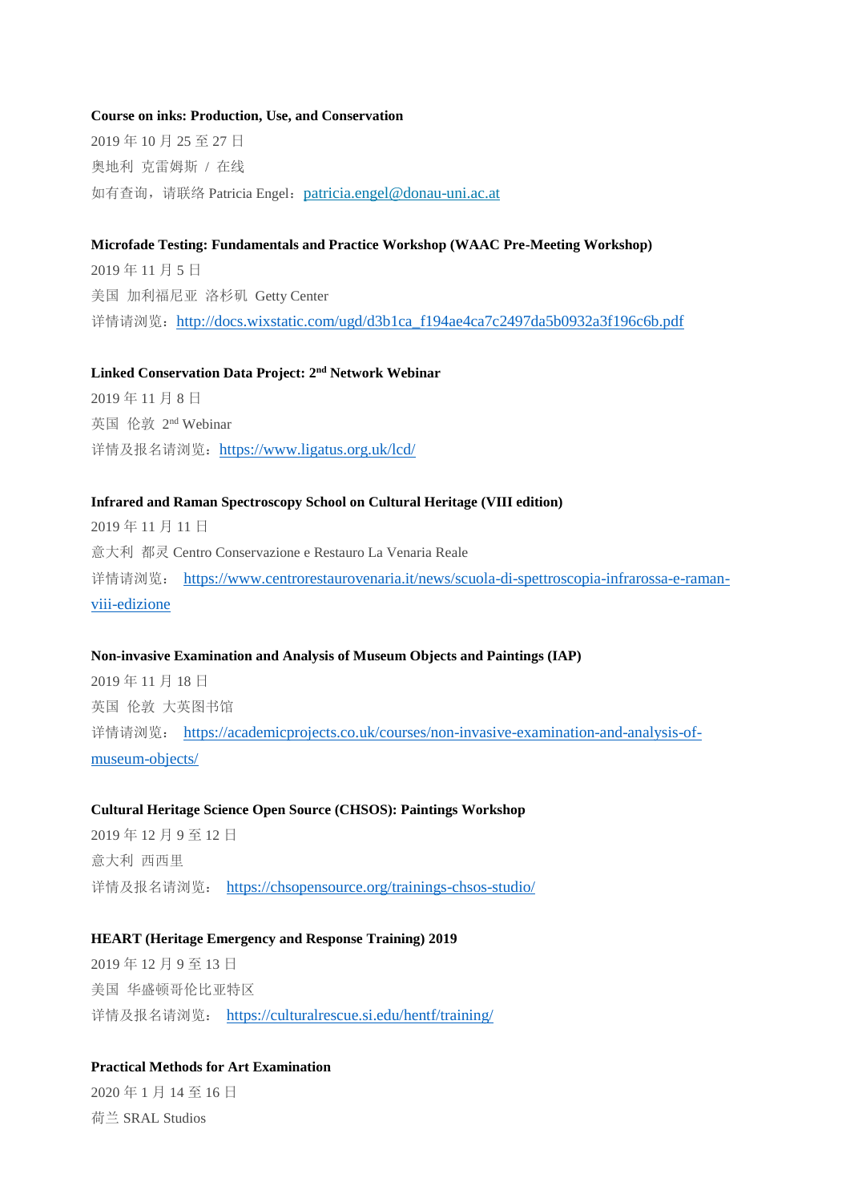**Course on inks: Production, Use, and Conservation**

2019 年 10 月 25 至 27 日

奥地利 克雷姆斯 / 在线

如有查询，请联络 Patricia Engel：patricia.engel@donau-uni.ac.at

**Microfade Testing: Fundamentals and Practice Workshop (WAAC Pre-Meeting Workshop)**

2019 年 11 月 5 日

美国 加利福尼亚 洛杉矶 Getty Center

详情请浏览：http://docs.wixstatic.com/ugd/d3b1ca_f194ae4ca7c2497da5b0932a3f196c6b.pdf

**Linked Conservation Data Project: 2nd Network Webinar**

2019 年 11 月 8 日

英国 伦敦 2nd Webinar

详情及报名请浏览：https://www.ligatus.org.uk/lcd/

**Infrared and Raman Spectroscopy School on Cultural Heritage (VIII edition)**

2019 年 11 月 11 日

意大利 都灵 Centro Conservazione e Restauro La Venaria Reale

详情请浏览： https://www.centrorestaurovenaria.it/news/scuola-di-spettroscopia-infrarossa-e-raman-viii-edizione

**Non-invasive Examination and Analysis of Museum Objects and Paintings (IAP)**

2019 年 11 月 18 日

英国 伦敦 大英图书馆

详情请浏览： https://academicprojects.co.uk/courses/non-invasive-examination-and-analysis-of-museum-objects/

**Cultural Heritage Science Open Source (CHSOS): Paintings Workshop**

2019 年 12 月 9 至 12 日

意大利 西西里

详情及报名请浏览： https://chsopensource.org/trainings-chsos-studio/

**HEART (Heritage Emergency and Response Training) 2019**

2019 年 12 月 9 至 13 日

美国 华盛顿哥伦比亚特区

详情及报名请浏览： https://culturalrescue.si.edu/hentf/training/

**Practical Methods for Art Examination**

2020 年 1 月 14 至 16 日

荷兰 SRAL Studios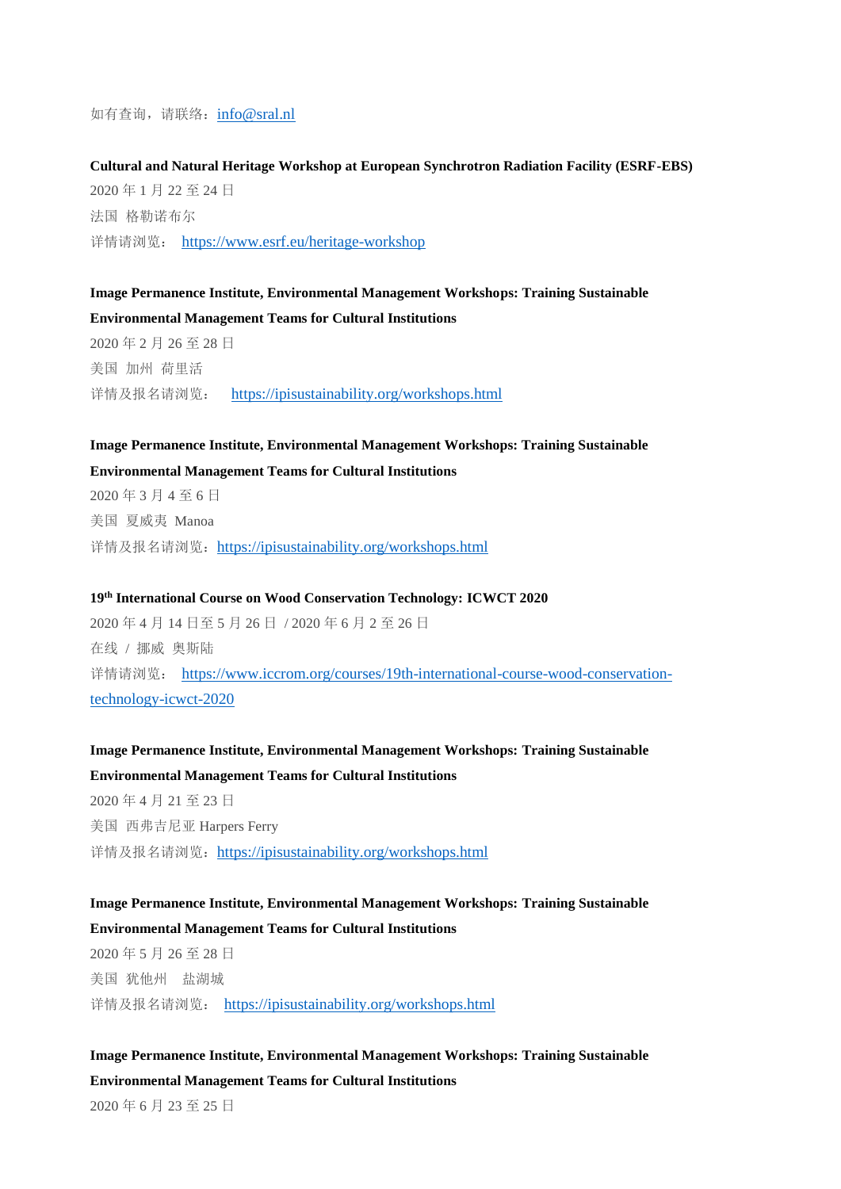如有查询，请联络：info@sral.nl

**Cultural and Natural Heritage Workshop at European Synchrotron Radiation Facility (ESRF-EBS)**

2020 年 1 月 22 至 24 日

法国 格勒诺布尔

详情请浏览： https://www.esrf.eu/heritage-workshop

**Image Permanence Institute, Environmental Management Workshops: Training Sustainable Environmental Management Teams for Cultural Institutions**

2020 年 2 月 26 至 28 日

美国 加州 荷里活

详情及报名请浏览： https://ipisustainability.org/workshops.html

**Image Permanence Institute, Environmental Management Workshops: Training Sustainable Environmental Management Teams for Cultural Institutions**

2020 年 3 月 4 至 6 日

美国 夏威夷 Manoa

详情及报名请浏览：https://ipisustainability.org/workshops.html

**19th International Course on Wood Conservation Technology: ICWCT 2020**

2020 年 4 月 14 日至 5 月 26 日 / 2020 年 6 月 2 至 26 日

在线 / 挪威 奥斯陆

详情请浏览： https://www.iccrom.org/courses/19th-international-course-wood-conservation-technology-icwct-2020

**Image Permanence Institute, Environmental Management Workshops: Training Sustainable Environmental Management Teams for Cultural Institutions**

2020 年 4 月 21 至 23 日

美国 西弗吉尼亚 Harpers Ferry

详情及报名请浏览：https://ipisustainability.org/workshops.html

**Image Permanence Institute, Environmental Management Workshops: Training Sustainable Environmental Management Teams for Cultural Institutions**

2020 年 5 月 26 至 28 日

美国 犹他州 盐湖城

详情及报名请浏览： https://ipisustainability.org/workshops.html

**Image Permanence Institute, Environmental Management Workshops: Training Sustainable Environmental Management Teams for Cultural Institutions**

2020 年 6 月 23 至 25 日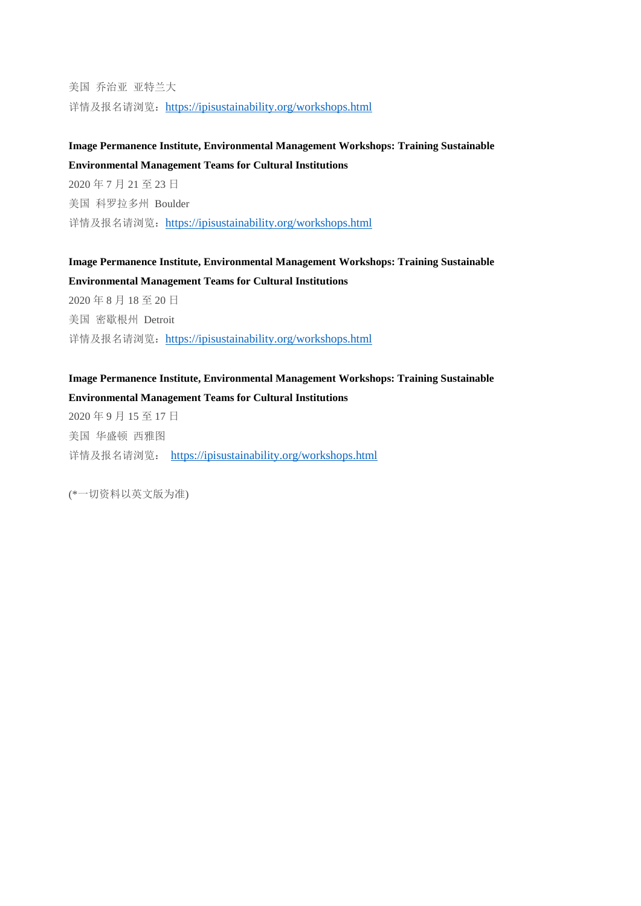美国 乔治亚 亚特兰大

详情及报名请浏览：https://ipisustainability.org/workshops.html

**Image Permanence Institute, Environmental Management Workshops: Training Sustainable Environmental Management Teams for Cultural Institutions**

2020 年 7 月 21 至 23 日

美国 科罗拉多州 Boulder

详情及报名请浏览：https://ipisustainability.org/workshops.html

**Image Permanence Institute, Environmental Management Workshops: Training Sustainable Environmental Management Teams for Cultural Institutions**

2020 年 8 月 18 至 20 日

美国 密歇根州 Detroit

详情及报名请浏览：https://ipisustainability.org/workshops.html

**Image Permanence Institute, Environmental Management Workshops: Training Sustainable Environmental Management Teams for Cultural Institutions**

2020 年 9 月 15 至 17 日

美国 华盛顿 西雅图

详情及报名请浏览： https://ipisustainability.org/workshops.html

(*一切资料以英文版为准)